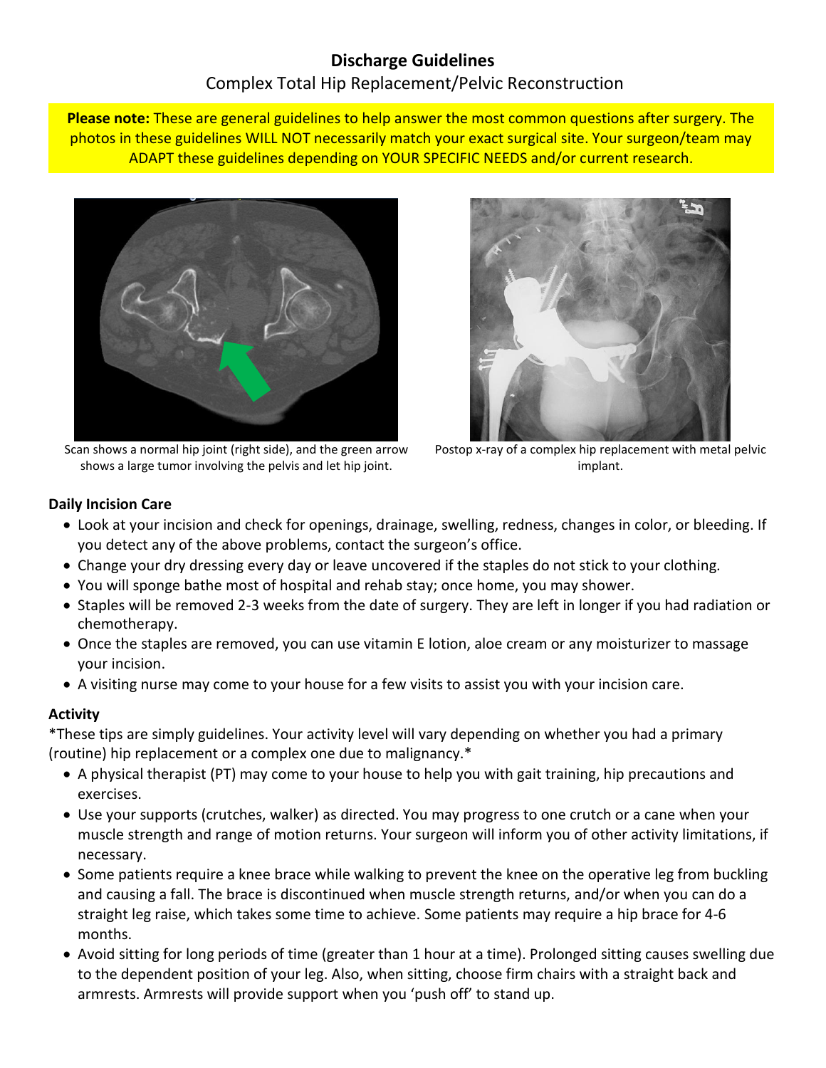# Discharge Guidelines

## Complex Total Hip Replacement/Pelvic Reconstruction

**Please note:** These are general guidelines to help answer the most common questions after surgery. The photos in these guidelines WILL NOT necessarily match your exact surgical site. Your surgeon/team may ADAPT these guidelines depending on YOUR SPECIFIC NEEDS and/or current research.

Scan shows a normal hip joint (right side), and the green arrow shows a large tumor involving the pelvis and let hip joint.

Postop x-ray of a complex hip replacement with metal pelvic implant.

### Daily Incision Care

- Look at your incision and check for openings, drainage, swelling, redness, changes in color, or bleeding. If you detect any of the above problems, contact the surgeon's office.
- Change your dry dressing every day or leave uncovered if the staples do not stick to your clothing.
- You will sponge bathe most of hospital and rehab stay; once home, you may shower.
- Staples will be removed 2-3 weeks from the date of surgery. They are left in longer if you had radiation or chemotherapy.
- Once the staples are removed, you can use vitamin E lotion, aloe cream or any moisturizer to massage your incision.
- A visiting nurse may come to your house for a few visits to assist you with your incision care.

### Activity

*These tips are simply guidelines. Your activity level will vary depending on whether you had a primary (routine) hip replacement or a complex one due to malignancy.*

- A physical therapist (PT) may come to your house to help you with gait training, hip precautions and exercises.
- Use your supports (crutches, walker) as directed. You may progress to one crutch or a cane when your muscle strength and range of motion returns. Your surgeon will inform you of other activity limitations, if necessary.
- Some patients require a knee brace while walking to prevent the knee on the operative leg from buckling and causing a fall. The brace is discontinued when muscle strength returns, and/or when you can do a straight leg raise, which takes some time to achieve. Some patients may require a hip brace for 4-6 months.
- Avoid sitting for long periods of time (greater than 1 hour at a time). Prolonged sitting causes swelling due to the dependent position of your leg. Also, when sitting, choose firm chairs with a straight back and armrests. Armrests will provide support when you 'push off' to stand up.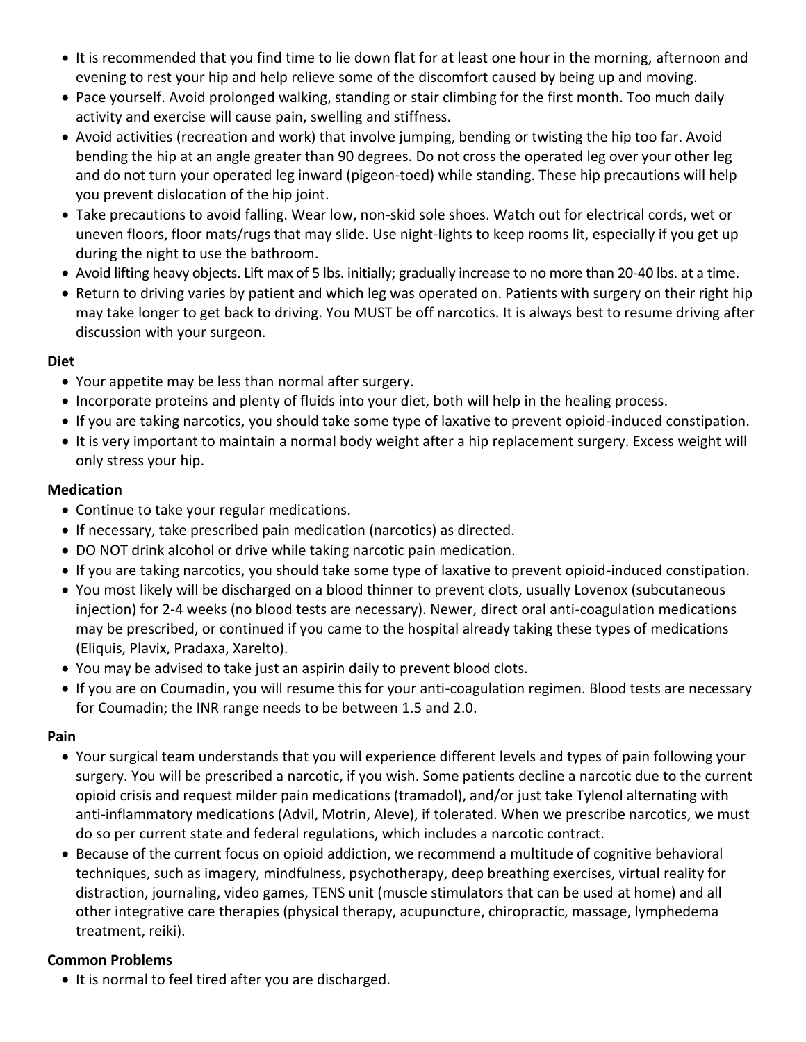- It is recommended that you find time to lie down flat for at least one hour in the morning, afternoon and evening to rest your hip and help relieve some of the discomfort caused by being up and moving.
- Pace yourself. Avoid prolonged walking, standing or stair climbing for the first month. Too much daily activity and exercise will cause pain, swelling and stiffness.
- Avoid activities (recreation and work) that involve jumping, bending or twisting the hip too far. Avoid bending the hip at an angle greater than 90 degrees. Do not cross the operated leg over your other leg and do not turn your operated leg inward (pigeon-toed) while standing. These hip precautions will help you prevent dislocation of the hip joint.
- Take precautions to avoid falling. Wear low, non-skid sole shoes. Watch out for electrical cords, wet or uneven floors, floor mats/rugs that may slide. Use night-lights to keep rooms lit, especially if you get up during the night to use the bathroom.
- Avoid lifting heavy objects. Lift max of 5 lbs. initially; gradually increase to no more than 20-40 lbs. at a time.
- Return to driving varies by patient and which leg was operated on. Patients with surgery on their right hip may take longer to get back to driving. You MUST be off narcotics. It is always best to resume driving after discussion with your surgeon.

**Diet**

- Your appetite may be less than normal after surgery.
- Incorporate proteins and plenty of fluids into your diet, both will help in the healing process.
- If you are taking narcotics, you should take some type of laxative to prevent opioid-induced constipation.
- It is very important to maintain a normal body weight after a hip replacement surgery. Excess weight will only stress your hip.

**Medication**

- Continue to take your regular medications.
- If necessary, take prescribed pain medication (narcotics) as directed.
- DO NOT drink alcohol or drive while taking narcotic pain medication.
- If you are taking narcotics, you should take some type of laxative to prevent opioid-induced constipation.
- You most likely will be discharged on a blood thinner to prevent clots, usually Lovenox (subcutaneous injection) for 2-4 weeks (no blood tests are necessary). Newer, direct oral anti-coagulation medications may be prescribed, or continued if you came to the hospital already taking these types of medications (Eliquis, Plavix, Pradaxa, Xarelto).
- You may be advised to take just an aspirin daily to prevent blood clots.
- If you are on Coumadin, you will resume this for your anti-coagulation regimen. Blood tests are necessary for Coumadin; the INR range needs to be between 1.5 and 2.0.

**Pain**

- Your surgical team understands that you will experience different levels and types of pain following your surgery. You will be prescribed a narcotic, if you wish. Some patients decline a narcotic due to the current opioid crisis and request milder pain medications (tramadol), and/or just take Tylenol alternating with anti-inflammatory medications (Advil, Motrin, Aleve), if tolerated. When we prescribe narcotics, we must do so per current state and federal regulations, which includes a narcotic contract.
- Because of the current focus on opioid addiction, we recommend a multitude of cognitive behavioral techniques, such as imagery, mindfulness, psychotherapy, deep breathing exercises, virtual reality for distraction, journaling, video games, TENS unit (muscle stimulators that can be used at home) and all other integrative care therapies (physical therapy, acupuncture, chiropractic, massage, lymphedema treatment, reiki).

**Common Problems**

- It is normal to feel tired after you are discharged.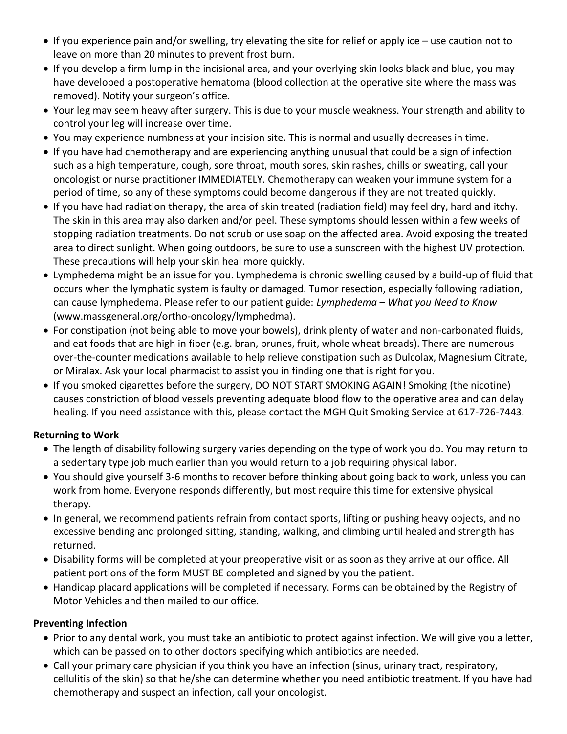- If you experience pain and/or swelling, try elevating the site for relief or apply ice – use caution not to leave on more than 20 minutes to prevent frost burn.
- If you develop a firm lump in the incisional area, and your overlying skin looks black and blue, you may have developed a postoperative hematoma (blood collection at the operative site where the mass was removed). Notify your surgeon's office.
- Your leg may seem heavy after surgery. This is due to your muscle weakness. Your strength and ability to control your leg will increase over time.
- You may experience numbness at your incision site. This is normal and usually decreases in time.
- If you have had chemotherapy and are experiencing anything unusual that could be a sign of infection such as a high temperature, cough, sore throat, mouth sores, skin rashes, chills or sweating, call your oncologist or nurse practitioner IMMEDIATELY. Chemotherapy can weaken your immune system for a period of time, so any of these symptoms could become dangerous if they are not treated quickly.
- If you have had radiation therapy, the area of skin treated (radiation field) may feel dry, hard and itchy. The skin in this area may also darken and/or peel. These symptoms should lessen within a few weeks of stopping radiation treatments. Do not scrub or use soap on the affected area. Avoid exposing the treated area to direct sunlight. When going outdoors, be sure to use a sunscreen with the highest UV protection. These precautions will help your skin heal more quickly.
- Lymphedema might be an issue for you. Lymphedema is chronic swelling caused by a build-up of fluid that occurs when the lymphatic system is faulty or damaged. Tumor resection, especially following radiation, can cause lymphedema. Please refer to our patient guide: *Lymphedema – What you Need to Know* (www.massgeneral.org/ortho-oncology/lymphedma).
- For constipation (not being able to move your bowels), drink plenty of water and non-carbonated fluids, and eat foods that are high in fiber (e.g. bran, prunes, fruit, whole wheat breads). There are numerous over-the-counter medications available to help relieve constipation such as Dulcolax, Magnesium Citrate, or Miralax. Ask your local pharmacist to assist you in finding one that is right for you.
- If you smoked cigarettes before the surgery, DO NOT START SMOKING AGAIN! Smoking (the nicotine) causes constriction of blood vessels preventing adequate blood flow to the operative area and can delay healing. If you need assistance with this, please contact the MGH Quit Smoking Service at 617-726-7443.

**Returning to Work**

- The length of disability following surgery varies depending on the type of work you do. You may return to a sedentary type job much earlier than you would return to a job requiring physical labor.
- You should give yourself 3-6 months to recover before thinking about going back to work, unless you can work from home. Everyone responds differently, but most require this time for extensive physical therapy.
- In general, we recommend patients refrain from contact sports, lifting or pushing heavy objects, and no excessive bending and prolonged sitting, standing, walking, and climbing until healed and strength has returned.
- Disability forms will be completed at your preoperative visit or as soon as they arrive at our office. All patient portions of the form MUST BE completed and signed by you the patient.
- Handicap placard applications will be completed if necessary. Forms can be obtained by the Registry of Motor Vehicles and then mailed to our office.

**Preventing Infection**

- Prior to any dental work, you must take an antibiotic to protect against infection. We will give you a letter, which can be passed on to other doctors specifying which antibiotics are needed.
- Call your primary care physician if you think you have an infection (sinus, urinary tract, respiratory, cellulitis of the skin) so that he/she can determine whether you need antibiotic treatment. If you have had chemotherapy and suspect an infection, call your oncologist.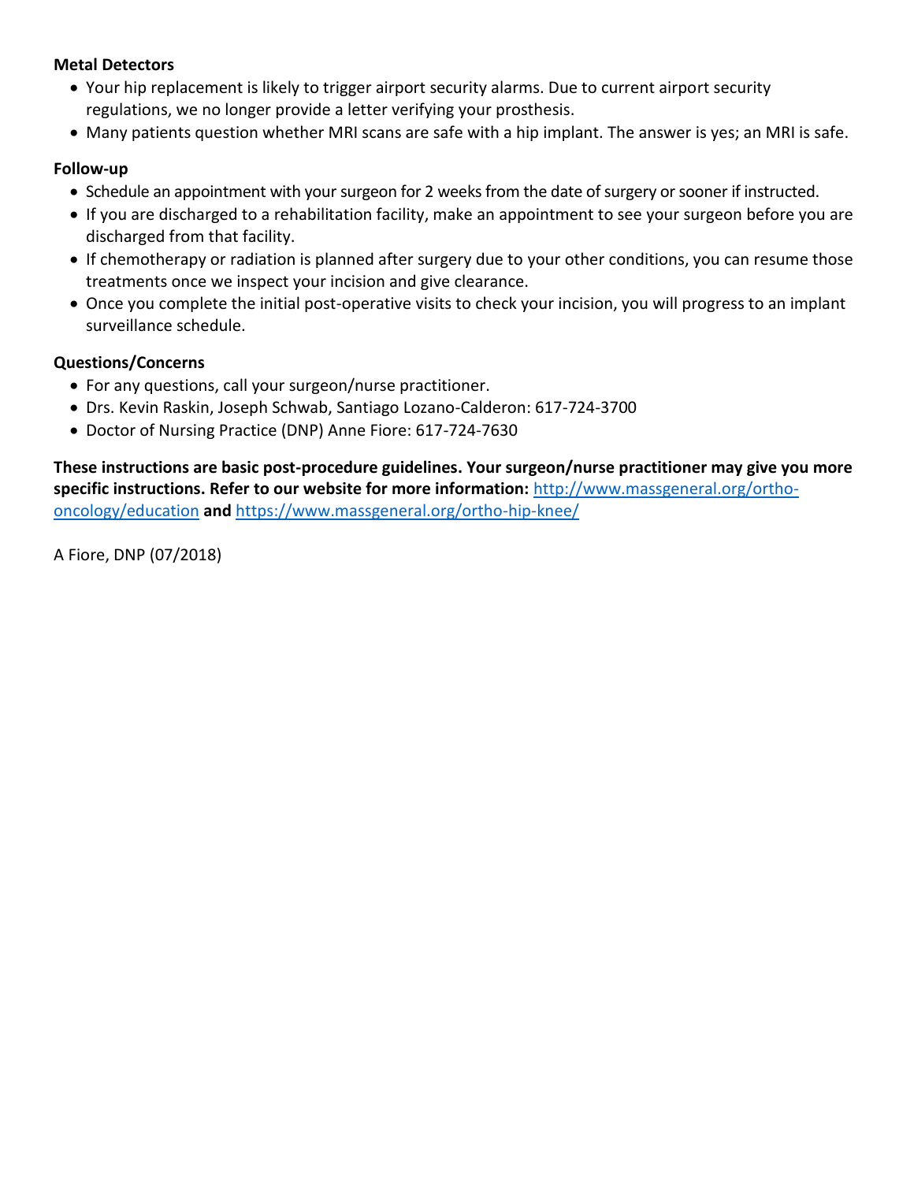**Metal Detectors**

- Your hip replacement is likely to trigger airport security alarms. Due to current airport security regulations, we no longer provide a letter verifying your prosthesis.
- Many patients question whether MRI scans are safe with a hip implant. The answer is yes; an MRI is safe.

**Follow-up**

- Schedule an appointment with your surgeon for 2 weeks from the date of surgery or sooner if instructed.
- If you are discharged to a rehabilitation facility, make an appointment to see your surgeon before you are discharged from that facility.
- If chemotherapy or radiation is planned after surgery due to your other conditions, you can resume those treatments once we inspect your incision and give clearance.
- Once you complete the initial post-operative visits to check your incision, you will progress to an implant surveillance schedule.

**Questions/Concerns**

- For any questions, call your surgeon/nurse practitioner.
- Drs. Kevin Raskin, Joseph Schwab, Santiago Lozano-Calderon: 617-724-3700
- Doctor of Nursing Practice (DNP) Anne Fiore: 617-724-7630

**These instructions are basic post-procedure guidelines. Your surgeon/nurse practitioner may give you more specific instructions. Refer to our website for more information:** [http://www.massgeneral.org/ortho-oncology/education](http://www.massgeneral.org/ortho-oncology/education) **and** [https://www.massgeneral.org/ortho-hip-knee/](https://www.massgeneral.org/ortho-hip-knee/)

A Fiore, DNP (07/2018)